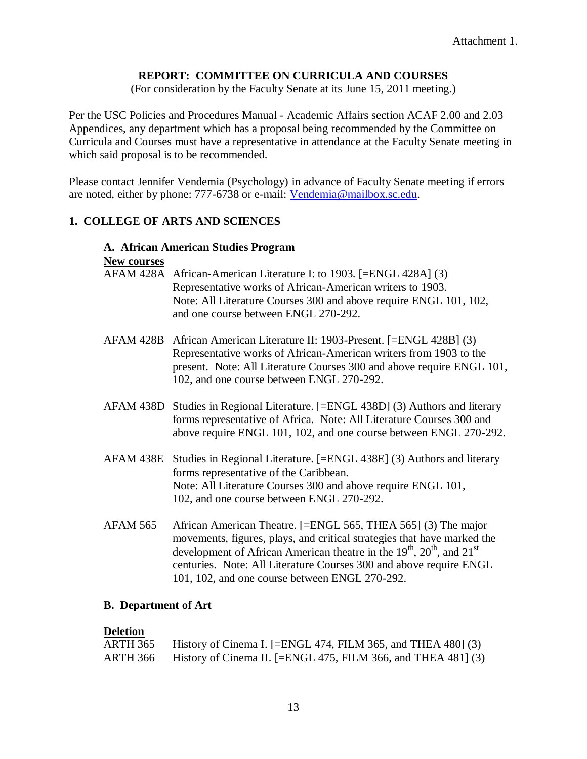Attachment 1.

# REPORT: COMMITTEE ON CURRICULA AND COURSES

(For consideration by the Faculty Senate at its June 15, 2011 meeting.)

Per the USC Policies and Procedures Manual - Academic Affairs section ACAF 2.00 and 2.03 Appendices, any department which has a proposal being recommended by the Committee on Curricula and Courses must have a representative in attendance at the Faculty Senate meeting in which said proposal is to be recommended.

Please contact Jennifer Vendemia (Psychology) in advance of Faculty Senate meeting if errors are noted, either by phone: 777-6738 or e-mail: Vendemia@mailbox.sc.edu.

## 1. COLLEGE OF ARTS AND SCIENCES

### A. African American Studies Program

**New courses**

AFAM 428A African-American Literature I: to 1903. [=ENGL 428A] (3) Representative works of African-American writers to 1903. Note: All Literature Courses 300 and above require ENGL 101, 102, and one course between ENGL 270-292.

AFAM 428B African American Literature II: 1903-Present. [=ENGL 428B] (3) Representative works of African-American writers from 1903 to the present. Note: All Literature Courses 300 and above require ENGL 101, 102, and one course between ENGL 270-292.

AFAM 438D Studies in Regional Literature. [=ENGL 438D] (3) Authors and literary forms representative of Africa. Note: All Literature Courses 300 and above require ENGL 101, 102, and one course between ENGL 270-292.

AFAM 438E Studies in Regional Literature. [=ENGL 438E] (3) Authors and literary forms representative of the Caribbean. Note: All Literature Courses 300 and above require ENGL 101, 102, and one course between ENGL 270-292.

AFAM 565 African American Theatre. [=ENGL 565, THEA 565] (3) The major movements, figures, plays, and critical strategies that have marked the development of African American theatre in the 19th, 20th, and 21st centuries. Note: All Literature Courses 300 and above require ENGL 101, 102, and one course between ENGL 270-292.

### B. Department of Art

**Deletion**

ARTH 365 History of Cinema I. [=ENGL 474, FILM 365, and THEA 480] (3)
ARTH 366 History of Cinema II. [=ENGL 475, FILM 366, and THEA 481] (3)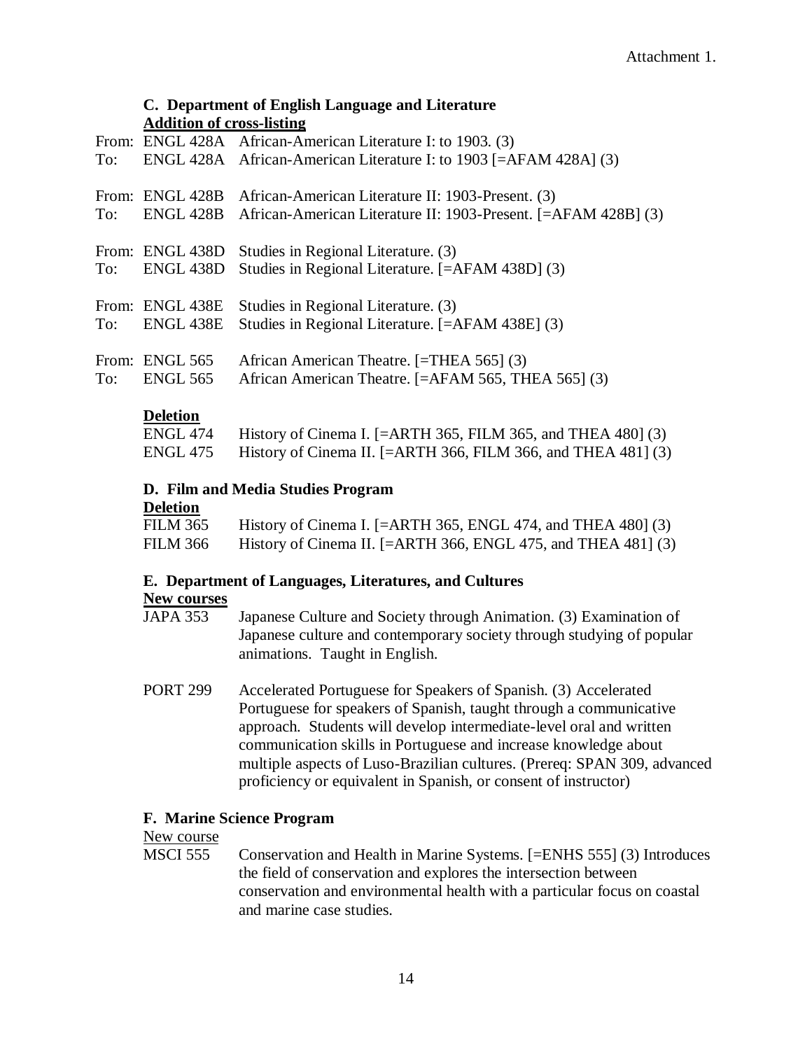Attachment 1.

### C. Department of English Language and Literature

**Addition of cross-listing**

From: ENGL 428A African-American Literature I: to 1903. (3)
To: ENGL 428A African-American Literature I: to 1903 [=AFAM 428A] (3)

From: ENGL 428B African-American Literature II: 1903-Present. (3)
To: ENGL 428B African-American Literature II: 1903-Present. [=AFAM 428B] (3)

From: ENGL 438D Studies in Regional Literature. (3)
To: ENGL 438D Studies in Regional Literature. [=AFAM 438D] (3)

From: ENGL 438E Studies in Regional Literature. (3)
To: ENGL 438E Studies in Regional Literature. [=AFAM 438E] (3)

From: ENGL 565 African American Theatre. [=THEA 565] (3)
To: ENGL 565 African American Theatre. [=AFAM 565, THEA 565] (3)

**Deletion**

ENGL 474 History of Cinema I. [=ARTH 365, FILM 365, and THEA 480] (3)
ENGL 475 History of Cinema II. [=ARTH 366, FILM 366, and THEA 481] (3)

### D. Film and Media Studies Program

**Deletion**

FILM 365 History of Cinema I. [=ARTH 365, ENGL 474, and THEA 480] (3)
FILM 366 History of Cinema II. [=ARTH 366, ENGL 475, and THEA 481] (3)

### E. Department of Languages, Literatures, and Cultures

**New courses**

JAPA 353 Japanese Culture and Society through Animation. (3) Examination of Japanese culture and contemporary society through studying of popular animations. Taught in English.

PORT 299 Accelerated Portuguese for Speakers of Spanish. (3) Accelerated Portuguese for speakers of Spanish, taught through a communicative approach. Students will develop intermediate-level oral and written communication skills in Portuguese and increase knowledge about multiple aspects of Luso-Brazilian cultures. (Prereq: SPAN 309, advanced proficiency or equivalent in Spanish, or consent of instructor)

### F. Marine Science Program

New course

MSCI 555 Conservation and Health in Marine Systems. [=ENHS 555] (3) Introduces the field of conservation and explores the intersection between conservation and environmental health with a particular focus on coastal and marine case studies.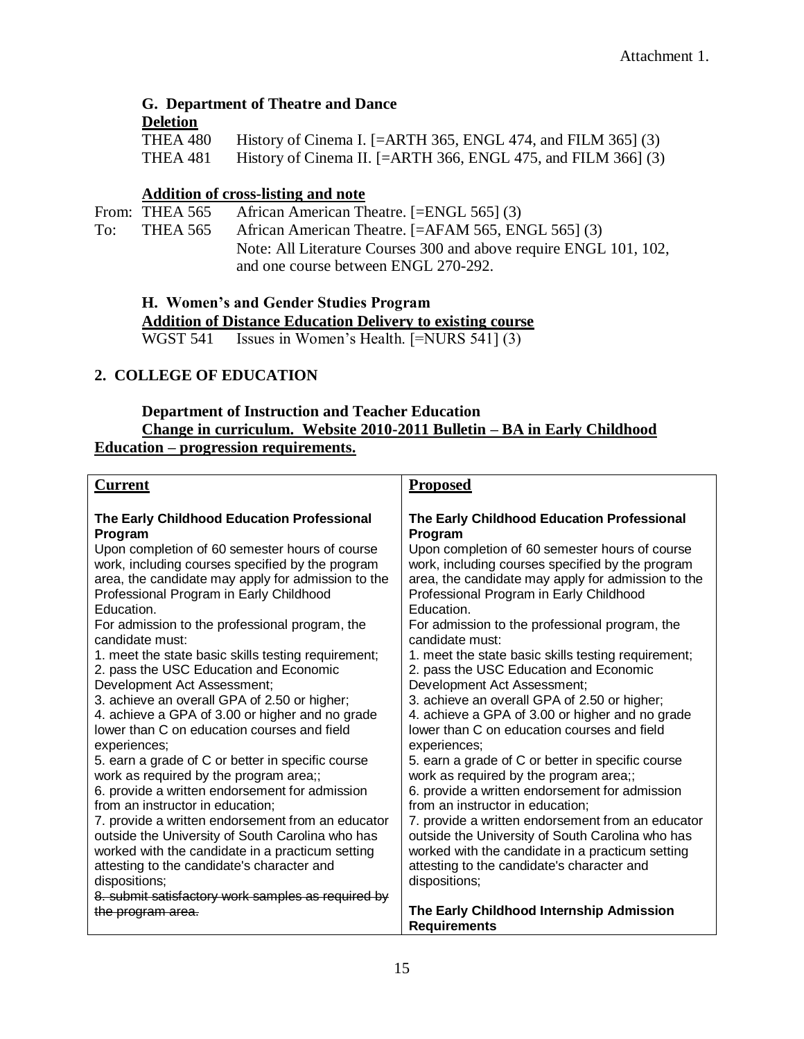Attachment 1.

### G. Department of Theatre and Dance

**Deletion**

THEA 480 History of Cinema I. [=ARTH 365, ENGL 474, and FILM 365] (3)
THEA 481 History of Cinema II. [=ARTH 366, ENGL 475, and FILM 366] (3)

**Addition of cross-listing and note**

From: THEA 565 African American Theatre. [=ENGL 565] (3)
To: THEA 565 African American Theatre. [=AFAM 565, ENGL 565] (3)
Note: All Literature Courses 300 and above require ENGL 101, 102, and one course between ENGL 270-292.

### H. Women's and Gender Studies Program

**Addition of Distance Education Delivery to existing course**

WGST 541 Issues in Women's Health. [=NURS 541] (3)

## 2. COLLEGE OF EDUCATION

### Department of Instruction and Teacher Education

**Change in curriculum. Website 2010-2011 Bulletin – BA in Early Childhood Education – progression requirements.**

| Current | Proposed |
|---|---|
| **The Early Childhood Education Professional Program**<br>Upon completion of 60 semester hours of course work, including courses specified by the program area, the candidate may apply for admission to the Professional Program in Early Childhood Education.<br>For admission to the professional program, the candidate must:<br>1. meet the state basic skills testing requirement;<br>2. pass the USC Education and Economic Development Act Assessment;<br>3. achieve an overall GPA of 2.50 or higher;<br>4. achieve a GPA of 3.00 or higher and no grade lower than C on education courses and field experiences;<br>5. earn a grade of C or better in specific course work as required by the program area;;<br>6. provide a written endorsement for admission from an instructor in education;<br>7. provide a written endorsement from an educator outside the University of South Carolina who has worked with the candidate in a practicum setting attesting to the candidate's character and dispositions;<br>~~8. submit satisfactory work samples as required by the program area.~~ | **The Early Childhood Education Professional Program**<br>Upon completion of 60 semester hours of course work, including courses specified by the program area, the candidate may apply for admission to the Professional Program in Early Childhood Education.<br>For admission to the professional program, the candidate must:<br>1. meet the state basic skills testing requirement;<br>2. pass the USC Education and Economic Development Act Assessment;<br>3. achieve an overall GPA of 2.50 or higher;<br>4. achieve a GPA of 3.00 or higher and no grade lower than C on education courses and field experiences;<br>5. earn a grade of C or better in specific course work as required by the program area;;<br>6. provide a written endorsement for admission from an instructor in education;<br>7. provide a written endorsement from an educator outside the University of South Carolina who has worked with the candidate in a practicum setting attesting to the candidate's character and dispositions;<br><br>**The Early Childhood Internship Admission Requirements** |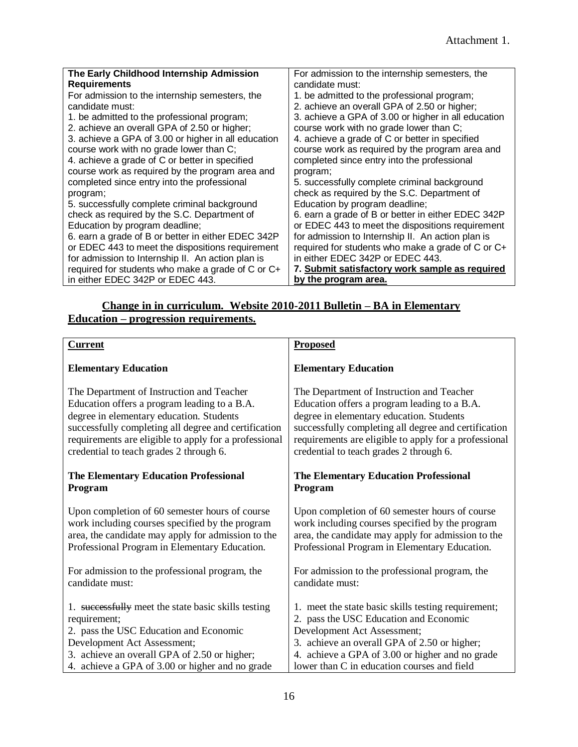Attachment 1.

| **The Early Childhood Internship Admission Requirements**<br>For admission to the internship semesters, the candidate must:<br>1. be admitted to the professional program;<br>2. achieve an overall GPA of 2.50 or higher;<br>3. achieve a GPA of 3.00 or higher in all education course work with no grade lower than C;<br>4. achieve a grade of C or better in specified course work as required by the program area and completed since entry into the professional program;<br>5. successfully complete criminal background check as required by the S.C. Department of Education by program deadline;<br>6. earn a grade of B or better in either EDEC 342P or EDEC 443 to meet the dispositions requirement for admission to Internship II. An action plan is required for students who make a grade of C or C+ in either EDEC 342P or EDEC 443. | For admission to the internship semesters, the candidate must:<br>1. be admitted to the professional program;<br>2. achieve an overall GPA of 2.50 or higher;<br>3. achieve a GPA of 3.00 or higher in all education course work with no grade lower than C;<br>4. achieve a grade of C or better in specified course work as required by the program area and completed since entry into the professional program;<br>5. successfully complete criminal background check as required by the S.C. Department of Education by program deadline;<br>6. earn a grade of B or better in either EDEC 342P or EDEC 443 to meet the dispositions requirement for admission to Internship II. An action plan is required for students who make a grade of C or C+ in either EDEC 342P or EDEC 443.<br>**7. <u>Submit satisfactory work sample as required by the program area.</u>** |
|---|---|

## <u>Change in in curriculum. Website 2010-2011 Bulletin – BA in Elementary Education – progression requirements.</u>

| <u>**Current**</u> | <u>**Proposed**</u> |
|---|---|
| **Elementary Education** | **Elementary Education** |
| The Department of Instruction and Teacher Education offers a program leading to a B.A. degree in elementary education. Students successfully completing all degree and certification requirements are eligible to apply for a professional credential to teach grades 2 through 6. | The Department of Instruction and Teacher Education offers a program leading to a B.A. degree in elementary education. Students successfully completing all degree and certification requirements are eligible to apply for a professional credential to teach grades 2 through 6. |
| **The Elementary Education Professional Program** | **The Elementary Education Professional Program** |
| Upon completion of 60 semester hours of course work including courses specified by the program area, the candidate may apply for admission to the Professional Program in Elementary Education. | Upon completion of 60 semester hours of course work including courses specified by the program area, the candidate may apply for admission to the Professional Program in Elementary Education. |
| For admission to the professional program, the candidate must: | For admission to the professional program, the candidate must: |
| 1. ~~successfully~~ meet the state basic skills testing requirement;<br>2. pass the USC Education and Economic Development Act Assessment;<br>3. achieve an overall GPA of 2.50 or higher;<br>4. achieve a GPA of 3.00 or higher and no grade | 1. meet the state basic skills testing requirement;<br>2. pass the USC Education and Economic Development Act Assessment;<br>3. achieve an overall GPA of 2.50 or higher;<br>4. achieve a GPA of 3.00 or higher and no grade lower than C in education courses and field |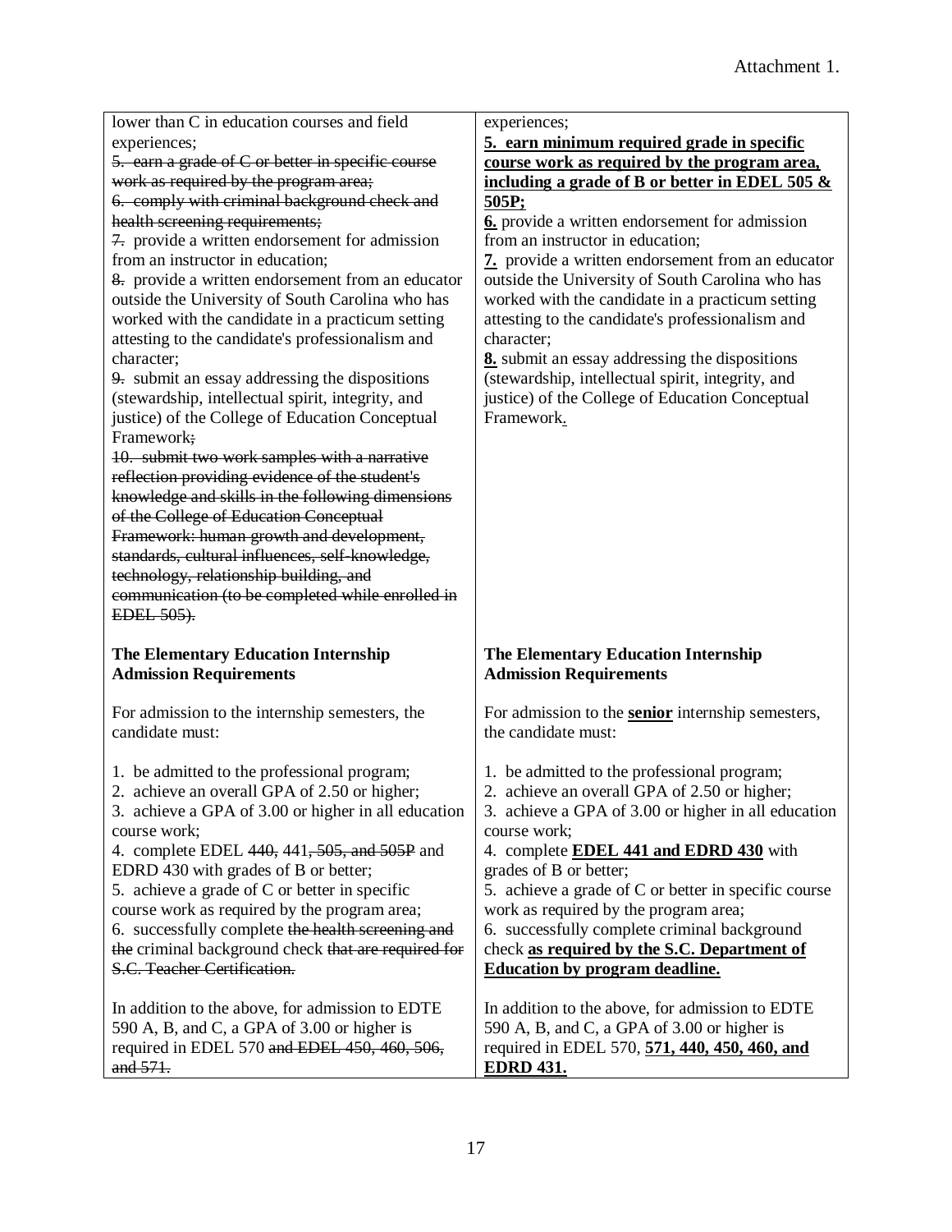Attachment 1.

| | |
|---|---|
| lower than C in education courses and field experiences;<br>~~5. earn a grade of C or better in specific course work as required by the program area;~~<br>~~6. comply with criminal background check and health screening requirements;~~<br>~~7.~~ provide a written endorsement for admission from an instructor in education;<br>~~8.~~ provide a written endorsement from an educator outside the University of South Carolina who has worked with the candidate in a practicum setting attesting to the candidate's professionalism and character;<br>~~9.~~ submit an essay addressing the dispositions (stewardship, intellectual spirit, integrity, and justice) of the College of Education Conceptual Framework~~;~~<br>~~10. submit two work samples with a narrative reflection providing evidence of the student's knowledge and skills in the following dimensions of the College of Education Conceptual Framework: human growth and development, standards, cultural influences, self-knowledge, technology, relationship building, and communication (to be completed while enrolled in EDEL 505).~~ | experiences;<br>**<u>5. earn minimum required grade in specific course work as required by the program area, including a grade of B or better in EDEL 505 & 505P;</u>**<br>**<u>6.</u>** provide a written endorsement for admission from an instructor in education;<br>**<u>7.</u>** provide a written endorsement from an educator outside the University of South Carolina who has worked with the candidate in a practicum setting attesting to the candidate's professionalism and character;<br>**<u>8.</u>** submit an essay addressing the dispositions (stewardship, intellectual spirit, integrity, and justice) of the College of Education Conceptual Framework<u>.</u> |
| **The Elementary Education Internship Admission Requirements**<br><br>For admission to the internship semesters, the candidate must:<br><br>1. be admitted to the professional program;<br>2. achieve an overall GPA of 2.50 or higher;<br>3. achieve a GPA of 3.00 or higher in all education course work;<br>4. complete EDEL ~~440,~~ 441~~, 505, and 505P~~ and EDRD 430 with grades of B or better;<br>5. achieve a grade of C or better in specific course work as required by the program area;<br>6. successfully complete ~~the health screening and the~~ criminal background check ~~that are required for S.C. Teacher Certification.~~<br><br>In addition to the above, for admission to EDTE 590 A, B, and C, a GPA of 3.00 or higher is required in EDEL 570 ~~and EDEL 450, 460, 506, and 571.~~ | **The Elementary Education Internship Admission Requirements**<br><br>For admission to the **<u>senior</u>** internship semesters, the candidate must:<br><br>1. be admitted to the professional program;<br>2. achieve an overall GPA of 2.50 or higher;<br>3. achieve a GPA of 3.00 or higher in all education course work;<br>4. complete **<u>EDEL 441 and EDRD 430</u>** with grades of B or better;<br>5. achieve a grade of C or better in specific course work as required by the program area;<br>6. successfully complete criminal background check **<u>as required by the S.C. Department of Education by program deadline.</u>**<br><br>In addition to the above, for admission to EDTE 590 A, B, and C, a GPA of 3.00 or higher is required in EDEL 570, **<u>571, 440, 450, 460, and EDRD 431.</u>** |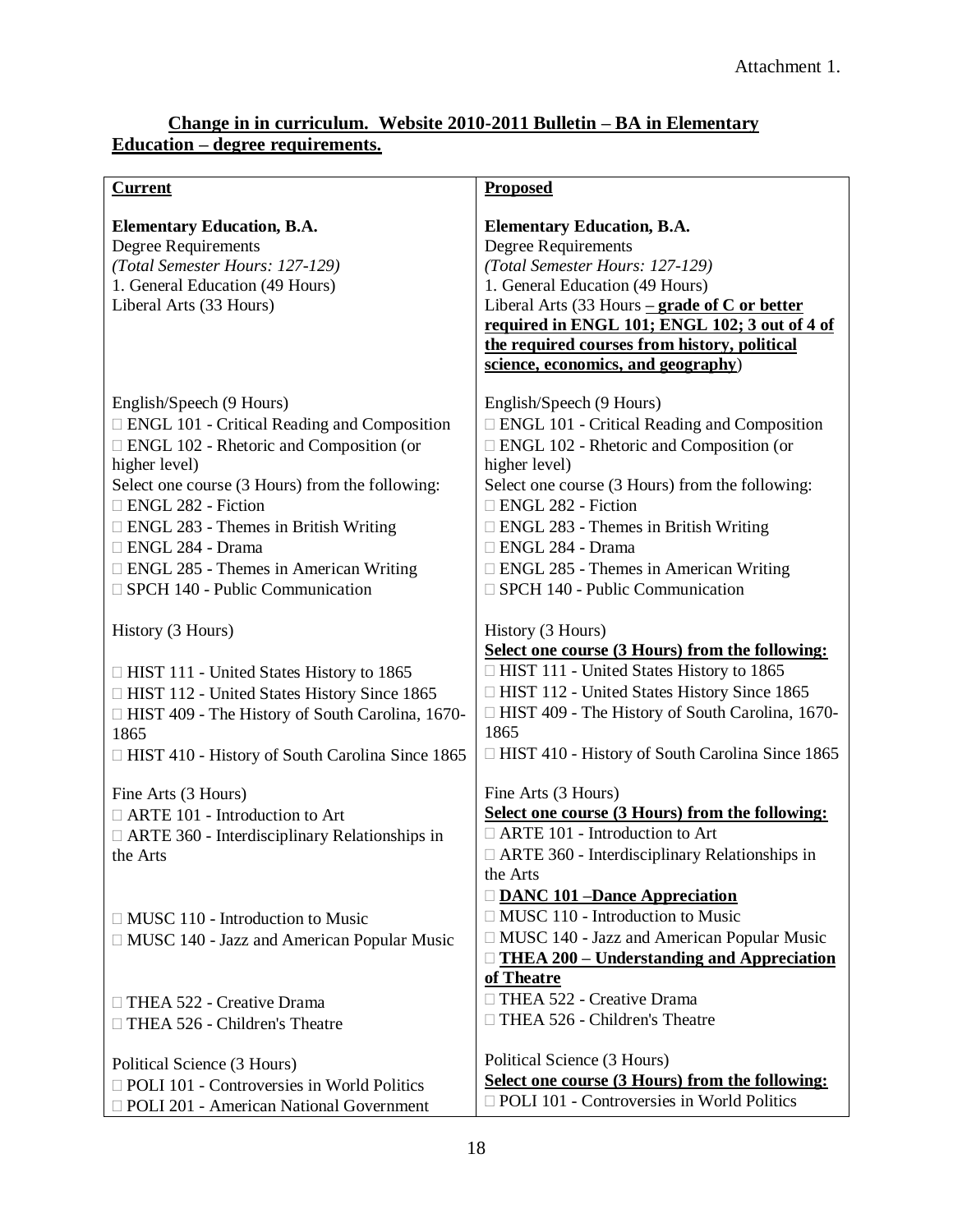Attachment 1.

**Change in in curriculum. Website 2010-2011 Bulletin – BA in Elementary Education – degree requirements.**

| Current | Proposed |
| --- | --- |
| **Elementary Education, B.A.**<br>Degree Requirements<br>*(Total Semester Hours: 127-129)*<br>1. General Education (49 Hours)<br>Liberal Arts (33 Hours) | **Elementary Education, B.A.**<br>Degree Requirements<br>*(Total Semester Hours: 127-129)*<br>1. General Education (49 Hours)<br>Liberal Arts (33 Hours **– grade of C or better required in ENGL 101; ENGL 102; 3 out of 4 of the required courses from history, political science, economics, and geography**) |
| English/Speech (9 Hours)<br>□ ENGL 101 - Critical Reading and Composition<br>□ ENGL 102 - Rhetoric and Composition (or higher level)<br>Select one course (3 Hours) from the following:<br>□ ENGL 282 - Fiction<br>□ ENGL 283 - Themes in British Writing<br>□ ENGL 284 - Drama<br>□ ENGL 285 - Themes in American Writing<br>□ SPCH 140 - Public Communication | English/Speech (9 Hours)<br>□ ENGL 101 - Critical Reading and Composition<br>□ ENGL 102 - Rhetoric and Composition (or higher level)<br>Select one course (3 Hours) from the following:<br>□ ENGL 282 - Fiction<br>□ ENGL 283 - Themes in British Writing<br>□ ENGL 284 - Drama<br>□ ENGL 285 - Themes in American Writing<br>□ SPCH 140 - Public Communication |
| History (3 Hours)<br>□ HIST 111 - United States History to 1865<br>□ HIST 112 - United States History Since 1865<br>□ HIST 409 - The History of South Carolina, 1670-1865<br>□ HIST 410 - History of South Carolina Since 1865 | History (3 Hours)<br>**Select one course (3 Hours) from the following:**<br>□ HIST 111 - United States History to 1865<br>□ HIST 112 - United States History Since 1865<br>□ HIST 409 - The History of South Carolina, 1670-1865<br>□ HIST 410 - History of South Carolina Since 1865 |
| Fine Arts (3 Hours)<br>□ ARTE 101 - Introduction to Art<br>□ ARTE 360 - Interdisciplinary Relationships in the Arts<br>□ MUSC 110 - Introduction to Music<br>□ MUSC 140 - Jazz and American Popular Music<br>□ THEA 522 - Creative Drama<br>□ THEA 526 - Children's Theatre | Fine Arts (3 Hours)<br>**Select one course (3 Hours) from the following:**<br>□ ARTE 101 - Introduction to Art<br>□ ARTE 360 - Interdisciplinary Relationships in the Arts<br>□ **DANC 101 –Dance Appreciation**<br>□ MUSC 110 - Introduction to Music<br>□ MUSC 140 - Jazz and American Popular Music<br>□ **THEA 200 – Understanding and Appreciation of Theatre**<br>□ THEA 522 - Creative Drama<br>□ THEA 526 - Children's Theatre |
| Political Science (3 Hours)<br>□ POLI 101 - Controversies in World Politics<br>□ POLI 201 - American National Government | Political Science (3 Hours)<br>**Select one course (3 Hours) from the following:**<br>□ POLI 101 - Controversies in World Politics |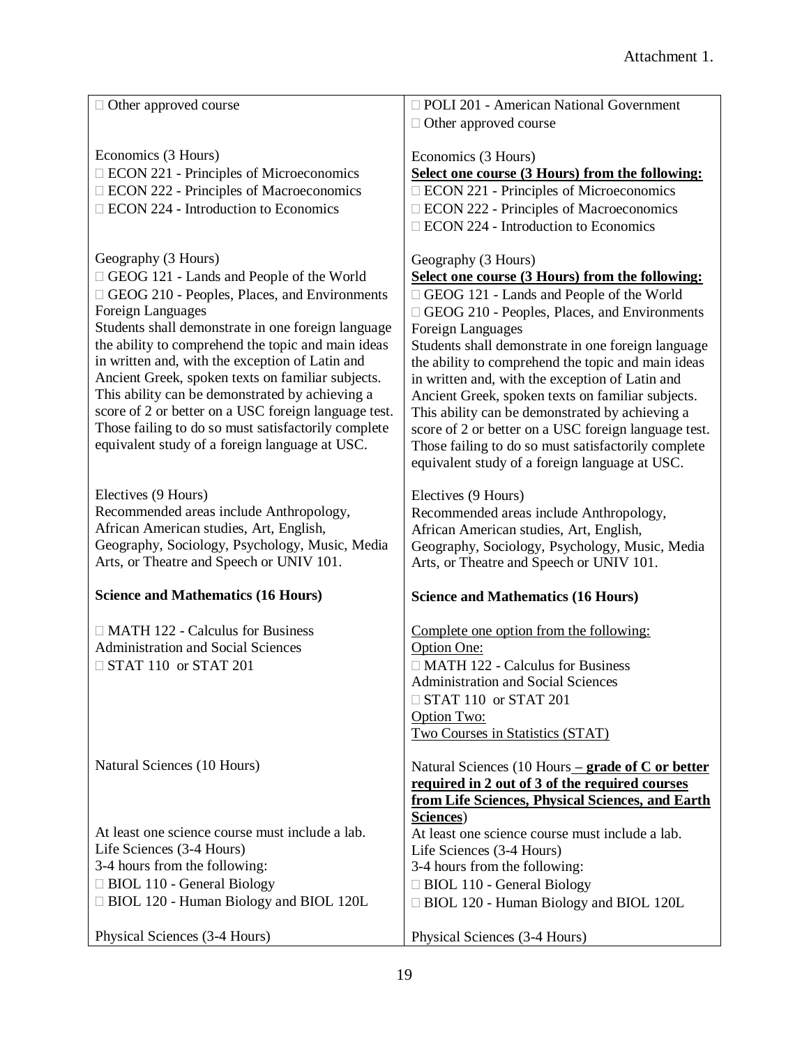Attachment 1.

| | |
|---|---|
| ☐ Other approved course<br><br>Economics (3 Hours)<br>☐ ECON 221 - Principles of Microeconomics<br>☐ ECON 222 - Principles of Macroeconomics<br>☐ ECON 224 - Introduction to Economics<br><br>Geography (3 Hours)<br>☐ GEOG 121 - Lands and People of the World<br>☐ GEOG 210 - Peoples, Places, and Environments<br>Foreign Languages<br>Students shall demonstrate in one foreign language the ability to comprehend the topic and main ideas in written and, with the exception of Latin and Ancient Greek, spoken texts on familiar subjects. This ability can be demonstrated by achieving a score of 2 or better on a USC foreign language test. Those failing to do so must satisfactorily complete equivalent study of a foreign language at USC.<br><br>Electives (9 Hours)<br>Recommended areas include Anthropology, African American studies, Art, English, Geography, Sociology, Psychology, Music, Media Arts, or Theatre and Speech or UNIV 101.<br><br>**Science and Mathematics (16 Hours)**<br><br>☐ MATH 122 - Calculus for Business Administration and Social Sciences<br>☐ STAT 110 or STAT 201<br><br>Natural Sciences (10 Hours)<br><br>At least one science course must include a lab.<br>Life Sciences (3-4 Hours)<br>3-4 hours from the following:<br>☐ BIOL 110 - General Biology<br>☐ BIOL 120 - Human Biology and BIOL 120L<br><br>Physical Sciences (3-4 Hours) | ☐ POLI 201 - American National Government<br>☐ Other approved course<br><br>Economics (3 Hours)<br>**Select one course (3 Hours) from the following:**<br>☐ ECON 221 - Principles of Microeconomics<br>☐ ECON 222 - Principles of Macroeconomics<br>☐ ECON 224 - Introduction to Economics<br><br>Geography (3 Hours)<br>**Select one course (3 Hours) from the following:**<br>☐ GEOG 121 - Lands and People of the World<br>☐ GEOG 210 - Peoples, Places, and Environments<br>Foreign Languages<br>Students shall demonstrate in one foreign language the ability to comprehend the topic and main ideas in written and, with the exception of Latin and Ancient Greek, spoken texts on familiar subjects. This ability can be demonstrated by achieving a score of 2 or better on a USC foreign language test. Those failing to do so must satisfactorily complete equivalent study of a foreign language at USC.<br><br>Electives (9 Hours)<br>Recommended areas include Anthropology, African American studies, Art, English, Geography, Sociology, Psychology, Music, Media Arts, or Theatre and Speech or UNIV 101.<br><br>**Science and Mathematics (16 Hours)**<br><br>Complete one option from the following:<br>Option One:<br>☐ MATH 122 - Calculus for Business Administration and Social Sciences<br>☐ STAT 110 or STAT 201<br>Option Two:<br>Two Courses in Statistics (STAT)<br><br>Natural Sciences (10 Hours **– grade of C or better required in 2 out of 3 of the required courses from Life Sciences, Physical Sciences, and Earth Sciences**)<br>At least one science course must include a lab.<br>Life Sciences (3-4 Hours)<br>3-4 hours from the following:<br>☐ BIOL 110 - General Biology<br>☐ BIOL 120 - Human Biology and BIOL 120L<br><br>Physical Sciences (3-4 Hours) |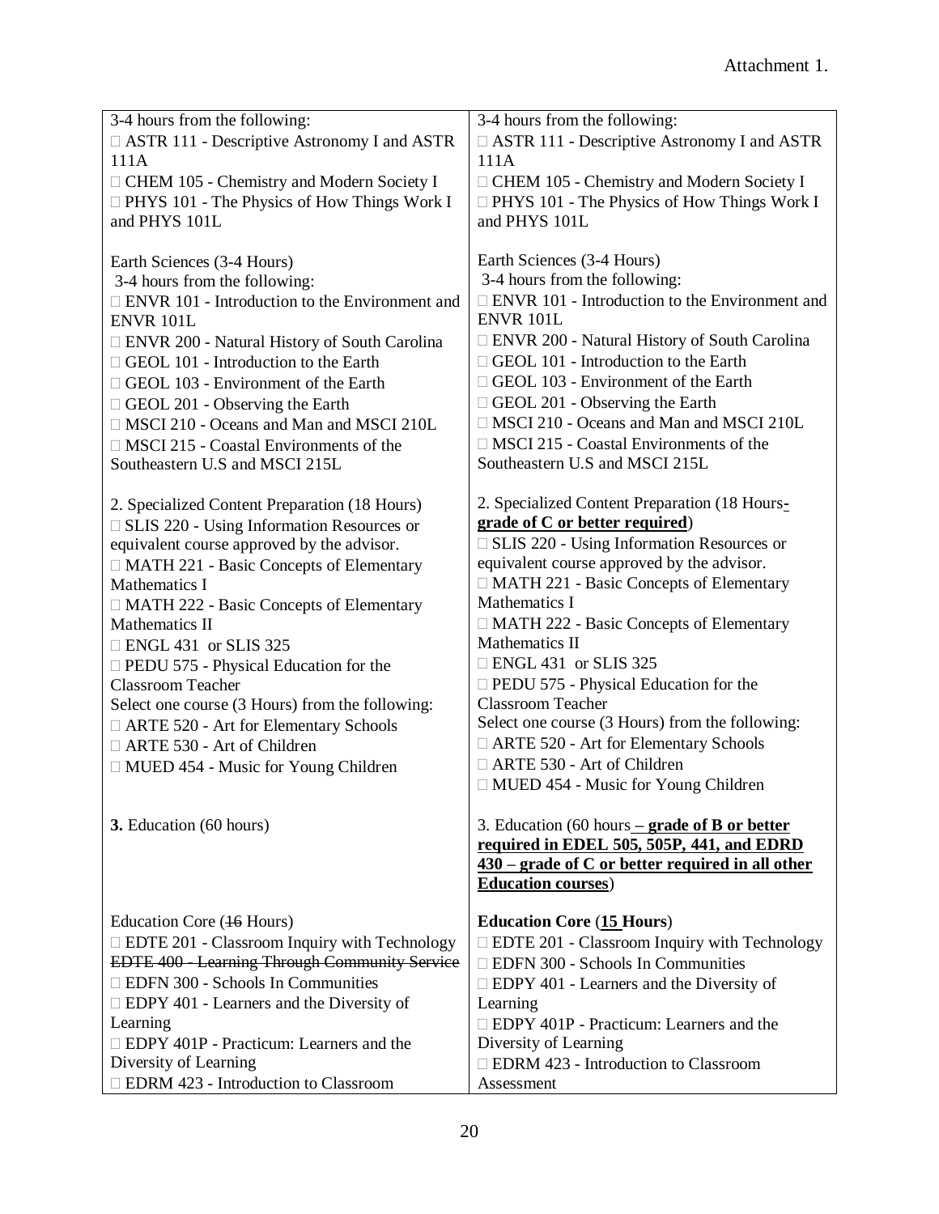Attachment 1.

| | |
|---|---|
| 3-4 hours from the following:<br>□ ASTR 111 - Descriptive Astronomy I and ASTR 111A<br>□ CHEM 105 - Chemistry and Modern Society I<br>□ PHYS 101 - The Physics of How Things Work I and PHYS 101L<br><br>Earth Sciences (3-4 Hours)<br>3-4 hours from the following:<br>□ ENVR 101 - Introduction to the Environment and ENVR 101L<br>□ ENVR 200 - Natural History of South Carolina<br>□ GEOL 101 - Introduction to the Earth<br>□ GEOL 103 - Environment of the Earth<br>□ GEOL 201 - Observing the Earth<br>□ MSCI 210 - Oceans and Man and MSCI 210L<br>□ MSCI 215 - Coastal Environments of the Southeastern U.S and MSCI 215L<br><br>2. Specialized Content Preparation (18 Hours)<br>□ SLIS 220 - Using Information Resources or equivalent course approved by the advisor.<br>□ MATH 221 - Basic Concepts of Elementary Mathematics I<br>□ MATH 222 - Basic Concepts of Elementary Mathematics II<br>□ ENGL 431 or SLIS 325<br>□ PEDU 575 - Physical Education for the Classroom Teacher<br>Select one course (3 Hours) from the following:<br>□ ARTE 520 - Art for Elementary Schools<br>□ ARTE 530 - Art of Children<br>□ MUED 454 - Music for Young Children<br><br>**3.** Education (60 hours)<br><br>Education Core (~~16~~ Hours)<br>□ EDTE 201 - Classroom Inquiry with Technology<br>~~EDTE 400 - Learning Through Community Service~~<br>□ EDFN 300 - Schools In Communities<br>□ EDPY 401 - Learners and the Diversity of Learning<br>□ EDPY 401P - Practicum: Learners and the Diversity of Learning<br>□ EDRM 423 - Introduction to Classroom | 3-4 hours from the following:<br>□ ASTR 111 - Descriptive Astronomy I and ASTR 111A<br>□ CHEM 105 - Chemistry and Modern Society I<br>□ PHYS 101 - The Physics of How Things Work I and PHYS 101L<br><br>Earth Sciences (3-4 Hours)<br>3-4 hours from the following:<br>□ ENVR 101 - Introduction to the Environment and ENVR 101L<br>□ ENVR 200 - Natural History of South Carolina<br>□ GEOL 101 - Introduction to the Earth<br>□ GEOL 103 - Environment of the Earth<br>□ GEOL 201 - Observing the Earth<br>□ MSCI 210 - Oceans and Man and MSCI 210L<br>□ MSCI 215 - Coastal Environments of the Southeastern U.S and MSCI 215L<br><br>2. Specialized Content Preparation (18 Hours**- grade of C or better required**)<br>□ SLIS 220 - Using Information Resources or equivalent course approved by the advisor.<br>□ MATH 221 - Basic Concepts of Elementary Mathematics I<br>□ MATH 222 - Basic Concepts of Elementary Mathematics II<br>□ ENGL 431 or SLIS 325<br>□ PEDU 575 - Physical Education for the Classroom Teacher<br>Select one course (3 Hours) from the following:<br>□ ARTE 520 - Art for Elementary Schools<br>□ ARTE 530 - Art of Children<br>□ MUED 454 - Music for Young Children<br><br>3. Education (60 hours **– grade of B or better required in EDEL 505, 505P, 441, and EDRD 430 – grade of C or better required in all other Education courses**)<br><br>**Education Core** (**15 Hours**)<br>□ EDTE 201 - Classroom Inquiry with Technology<br>□ EDFN 300 - Schools In Communities<br>□ EDPY 401 - Learners and the Diversity of Learning<br>□ EDPY 401P - Practicum: Learners and the Diversity of Learning<br>□ EDRM 423 - Introduction to Classroom Assessment |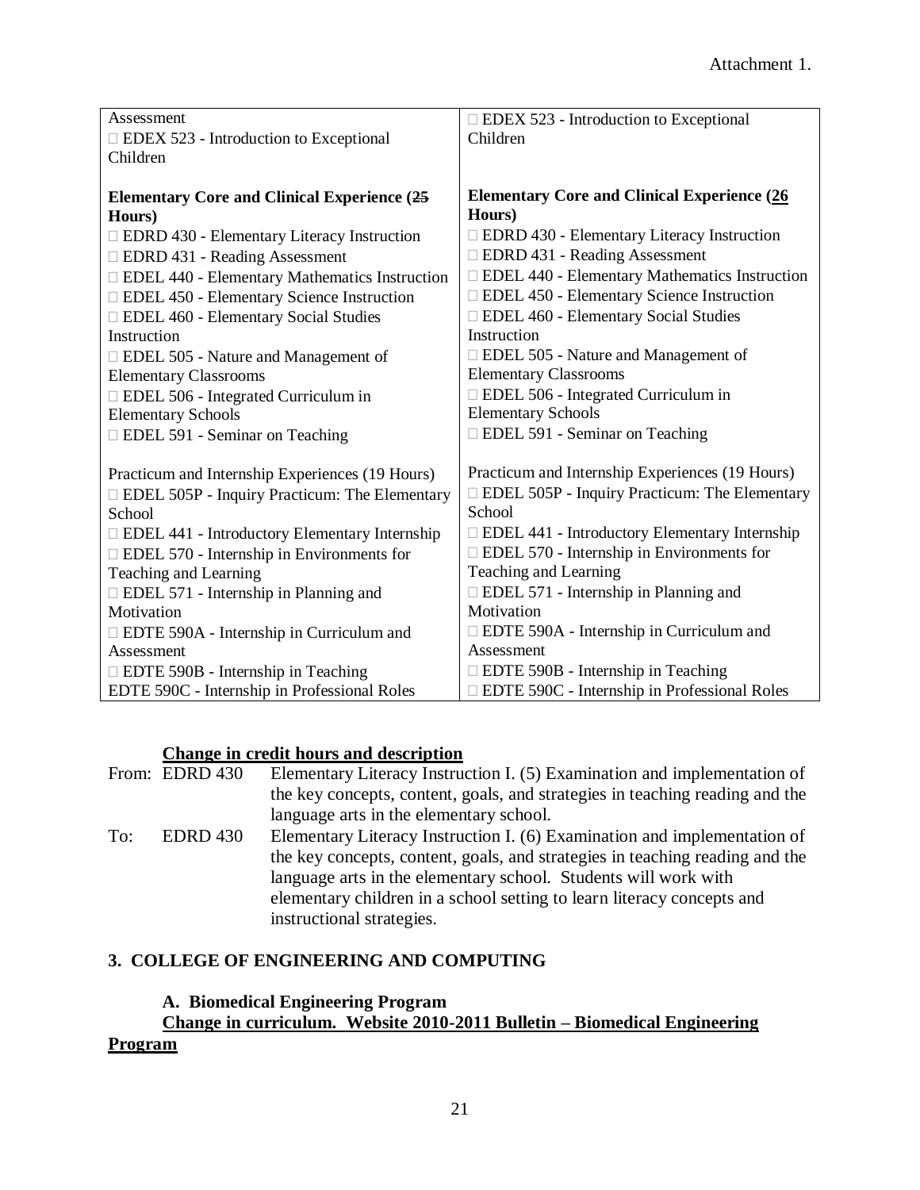Attachment 1.

| | |
|---|---|
| Assessment<br>□ EDEX 523 - Introduction to Exceptional Children | □ EDEX 523 - Introduction to Exceptional Children |
| **Elementary Core and Clinical Experience (~~25~~ Hours)**<br>□ EDRD 430 - Elementary Literacy Instruction<br>□ EDRD 431 - Reading Assessment<br>□ EDEL 440 - Elementary Mathematics Instruction<br>□ EDEL 450 - Elementary Science Instruction<br>□ EDEL 460 - Elementary Social Studies Instruction<br>□ EDEL 505 - Nature and Management of Elementary Classrooms<br>□ EDEL 506 - Integrated Curriculum in Elementary Schools<br>□ EDEL 591 - Seminar on Teaching | **Elementary Core and Clinical Experience (<u>26</u> Hours)**<br>□ EDRD 430 - Elementary Literacy Instruction<br>□ EDRD 431 - Reading Assessment<br>□ EDEL 440 - Elementary Mathematics Instruction<br>□ EDEL 450 - Elementary Science Instruction<br>□ EDEL 460 - Elementary Social Studies Instruction<br>□ EDEL 505 - Nature and Management of Elementary Classrooms<br>□ EDEL 506 - Integrated Curriculum in Elementary Schools<br>□ EDEL 591 - Seminar on Teaching |
| Practicum and Internship Experiences (19 Hours)<br>□ EDEL 505P - Inquiry Practicum: The Elementary School<br>□ EDEL 441 - Introductory Elementary Internship<br>□ EDEL 570 - Internship in Environments for Teaching and Learning<br>□ EDEL 571 - Internship in Planning and Motivation<br>□ EDTE 590A - Internship in Curriculum and Assessment<br>□ EDTE 590B - Internship in Teaching<br>EDTE 590C - Internship in Professional Roles | Practicum and Internship Experiences (19 Hours)<br>□ EDEL 505P - Inquiry Practicum: The Elementary School<br>□ EDEL 441 - Introductory Elementary Internship<br>□ EDEL 570 - Internship in Environments for Teaching and Learning<br>□ EDEL 571 - Internship in Planning and Motivation<br>□ EDTE 590A - Internship in Curriculum and Assessment<br>□ EDTE 590B - Internship in Teaching<br>□ EDTE 590C - Internship in Professional Roles |

**<u>Change in credit hours and description</u>**

From: EDRD 430 Elementary Literacy Instruction I. (5) Examination and implementation of the key concepts, content, goals, and strategies in teaching reading and the language arts in the elementary school.

To: EDRD 430 Elementary Literacy Instruction I. (6) Examination and implementation of the key concepts, content, goals, and strategies in teaching reading and the language arts in the elementary school. Students will work with elementary children in a school setting to learn literacy concepts and instructional strategies.

## 3. COLLEGE OF ENGINEERING AND COMPUTING

### A. Biomedical Engineering Program

**<u>Change in curriculum. Website 2010-2011 Bulletin – Biomedical Engineering Program</u>**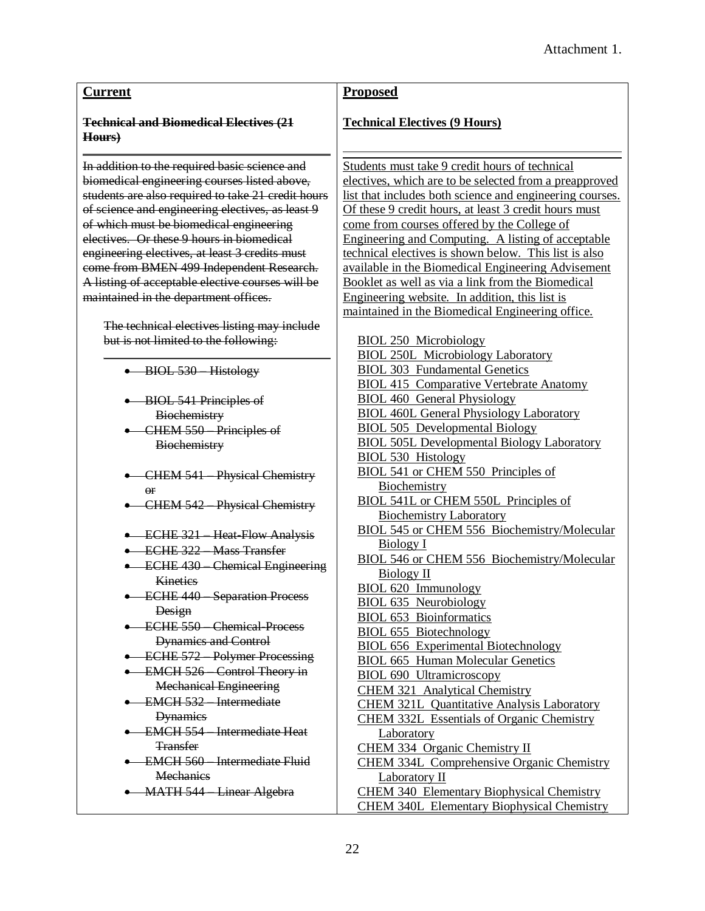Attachment 1.

| Current | Proposed |
|---|---|
| ~~**Technical and Biomedical Electives (21 Hours)**~~ | **Technical Electives (9 Hours)** |
| ~~In addition to the required basic science and biomedical engineering courses listed above, students are also required to take 21 credit hours of science and engineering electives, as least 9 of which must be biomedical engineering electives. Or these 9 hours in biomedical engineering electives, at least 3 credits must come from BMEN 499 Independent Research. A listing of acceptable elective courses will be maintained in the department offices.~~ | Students must take 9 credit hours of technical electives, which are to be selected from a preapproved list that includes both science and engineering courses. Of these 9 credit hours, at least 3 credit hours must come from courses offered by the College of Engineering and Computing. A listing of acceptable technical electives is shown below. This list is also available in the Biomedical Engineering Advisement Booklet as well as via a link from the Biomedical Engineering website. In addition, this list is maintained in the Biomedical Engineering office. |
| ~~The technical electives listing may include but is not limited to the following:~~<br><br>• ~~BIOL 530 – Histology~~<br>• ~~BIOL 541 Principles of Biochemistry~~<br>• ~~CHEM 550 – Principles of Biochemistry~~<br>• ~~CHEM 541 – Physical Chemistry or~~<br>• ~~CHEM 542 – Physical Chemistry~~<br>• ~~ECHE 321 – Heat-Flow Analysis~~<br>• ~~ECHE 322 – Mass Transfer~~<br>• ~~ECHE 430 – Chemical Engineering Kinetics~~<br>• ~~ECHE 440 – Separation Process Design~~<br>• ~~ECHE 550 – Chemical-Process Dynamics and Control~~<br>• ~~ECHE 572 – Polymer Processing~~<br>• ~~EMCH 526 – Control Theory in Mechanical Engineering~~<br>• ~~EMCH 532 – Intermediate Dynamics~~<br>• ~~EMCH 554 – Intermediate Heat Transfer~~<br>• ~~EMCH 560 – Intermediate Fluid Mechanics~~<br>• ~~MATH 544 – Linear Algebra~~ | BIOL 250 Microbiology<br>BIOL 250L Microbiology Laboratory<br>BIOL 303 Fundamental Genetics<br>BIOL 415 Comparative Vertebrate Anatomy<br>BIOL 460 General Physiology<br>BIOL 460L General Physiology Laboratory<br>BIOL 505 Developmental Biology<br>BIOL 505L Developmental Biology Laboratory<br>BIOL 530 Histology<br>BIOL 541 or CHEM 550 Principles of Biochemistry<br>BIOL 541L or CHEM 550L Principles of Biochemistry Laboratory<br>BIOL 545 or CHEM 556 Biochemistry/Molecular Biology I<br>BIOL 546 or CHEM 556 Biochemistry/Molecular Biology II<br>BIOL 620 Immunology<br>BIOL 635 Neurobiology<br>BIOL 653 Bioinformatics<br>BIOL 655 Biotechnology<br>BIOL 656 Experimental Biotechnology<br>BIOL 665 Human Molecular Genetics<br>BIOL 690 Ultramicroscopy<br>CHEM 321 Analytical Chemistry<br>CHEM 321L Quantitative Analysis Laboratory<br>CHEM 332L Essentials of Organic Chemistry Laboratory<br>CHEM 334 Organic Chemistry II<br>CHEM 334L Comprehensive Organic Chemistry Laboratory II<br>CHEM 340 Elementary Biophysical Chemistry<br>CHEM 340L Elementary Biophysical Chemistry |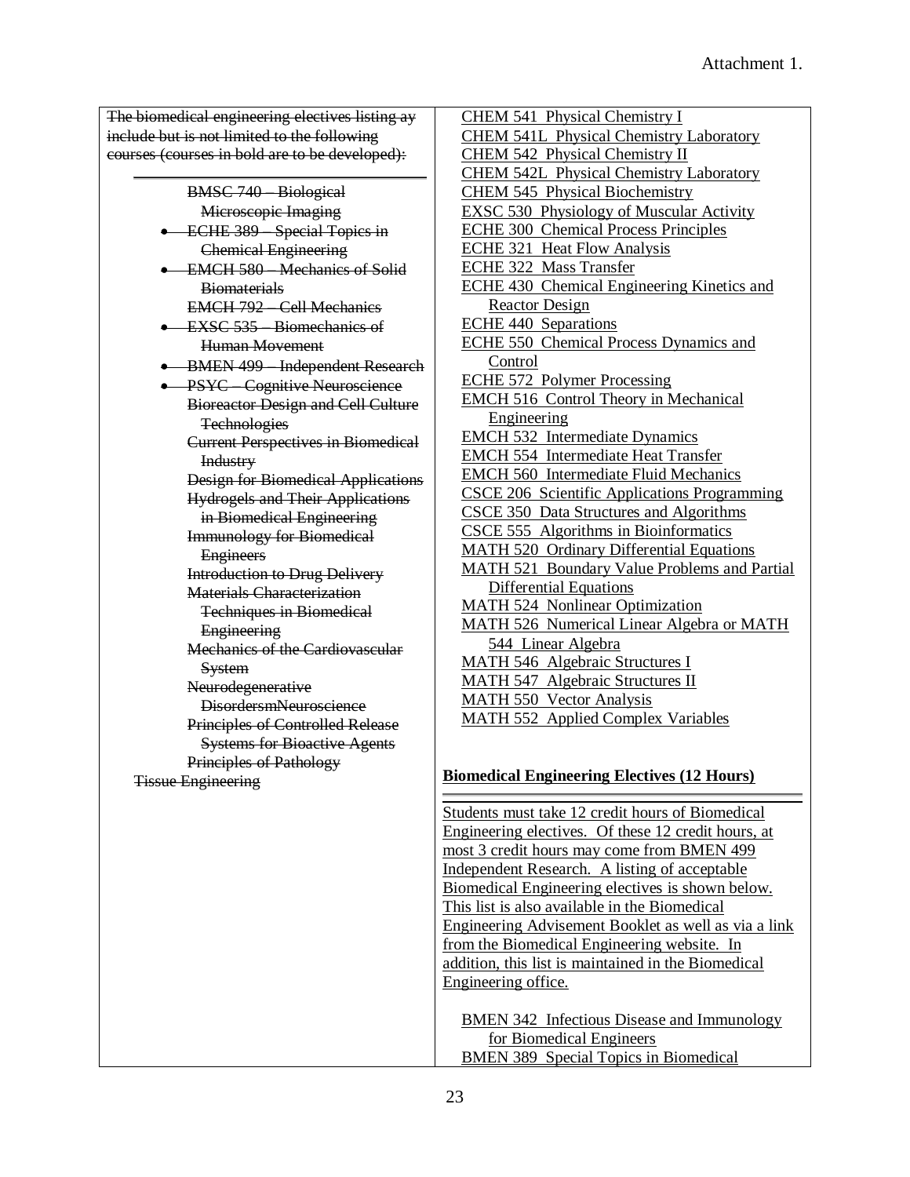Attachment 1.

~~The biomedical engineering electives listing ay include but is not limited to the following courses (courses in bold are to be developed):~~

- ~~BMSC 740 – Biological Microscopic Imaging~~
- ~~ECHE 389 – Special Topics in Chemical Engineering~~
- ~~EMCH 580 – Mechanics of Solid Biomaterials~~
- ~~EMCH 792 – Cell Mechanics~~
- ~~EXSC 535 – Biomechanics of Human Movement~~
- ~~BMEN 499 – Independent Research~~
- ~~PSYC – Cognitive Neuroscience~~
- ~~Bioreactor Design and Cell Culture Technologies~~
- ~~Current Perspectives in Biomedical Industry~~
- ~~Design for Biomedical Applications~~
- ~~Hydrogels and Their Applications in Biomedical Engineering~~
- ~~Immunology for Biomedical Engineers~~
- ~~Introduction to Drug Delivery~~
- ~~Materials Characterization Techniques in Biomedical Engineering~~
- ~~Mechanics of the Cardiovascular System~~
- ~~Neurodegenerative DisordersmNeuroscience~~
- ~~Principles of Controlled Release Systems for Bioactive Agents~~
- ~~Principles of Pathology~~
- ~~Tissue Engineering~~

CHEM 541 Physical Chemistry I
CHEM 541L Physical Chemistry Laboratory
CHEM 542 Physical Chemistry II
CHEM 542L Physical Chemistry Laboratory
CHEM 545 Physical Biochemistry
EXSC 530 Physiology of Muscular Activity
ECHE 300 Chemical Process Principles
ECHE 321 Heat Flow Analysis
ECHE 322 Mass Transfer
ECHE 430 Chemical Engineering Kinetics and Reactor Design
ECHE 440 Separations
ECHE 550 Chemical Process Dynamics and Control
ECHE 572 Polymer Processing
EMCH 516 Control Theory in Mechanical Engineering
EMCH 532 Intermediate Dynamics
EMCH 554 Intermediate Heat Transfer
EMCH 560 Intermediate Fluid Mechanics
CSCE 206 Scientific Applications Programming
CSCE 350 Data Structures and Algorithms
CSCE 555 Algorithms in Bioinformatics
MATH 520 Ordinary Differential Equations
MATH 521 Boundary Value Problems and Partial Differential Equations
MATH 524 Nonlinear Optimization
MATH 526 Numerical Linear Algebra or MATH 544 Linear Algebra
MATH 546 Algebraic Structures I
MATH 547 Algebraic Structures II
MATH 550 Vector Analysis
MATH 552 Applied Complex Variables

**Biomedical Engineering Electives (12 Hours)**

Students must take 12 credit hours of Biomedical Engineering electives. Of these 12 credit hours, at most 3 credit hours may come from BMEN 499 Independent Research. A listing of acceptable Biomedical Engineering electives is shown below. This list is also available in the Biomedical Engineering Advisement Booklet as well as via a link from the Biomedical Engineering website. In addition, this list is maintained in the Biomedical Engineering office.

BMEN 342 Infectious Disease and Immunology for Biomedical Engineers
BMEN 389 Special Topics in Biomedical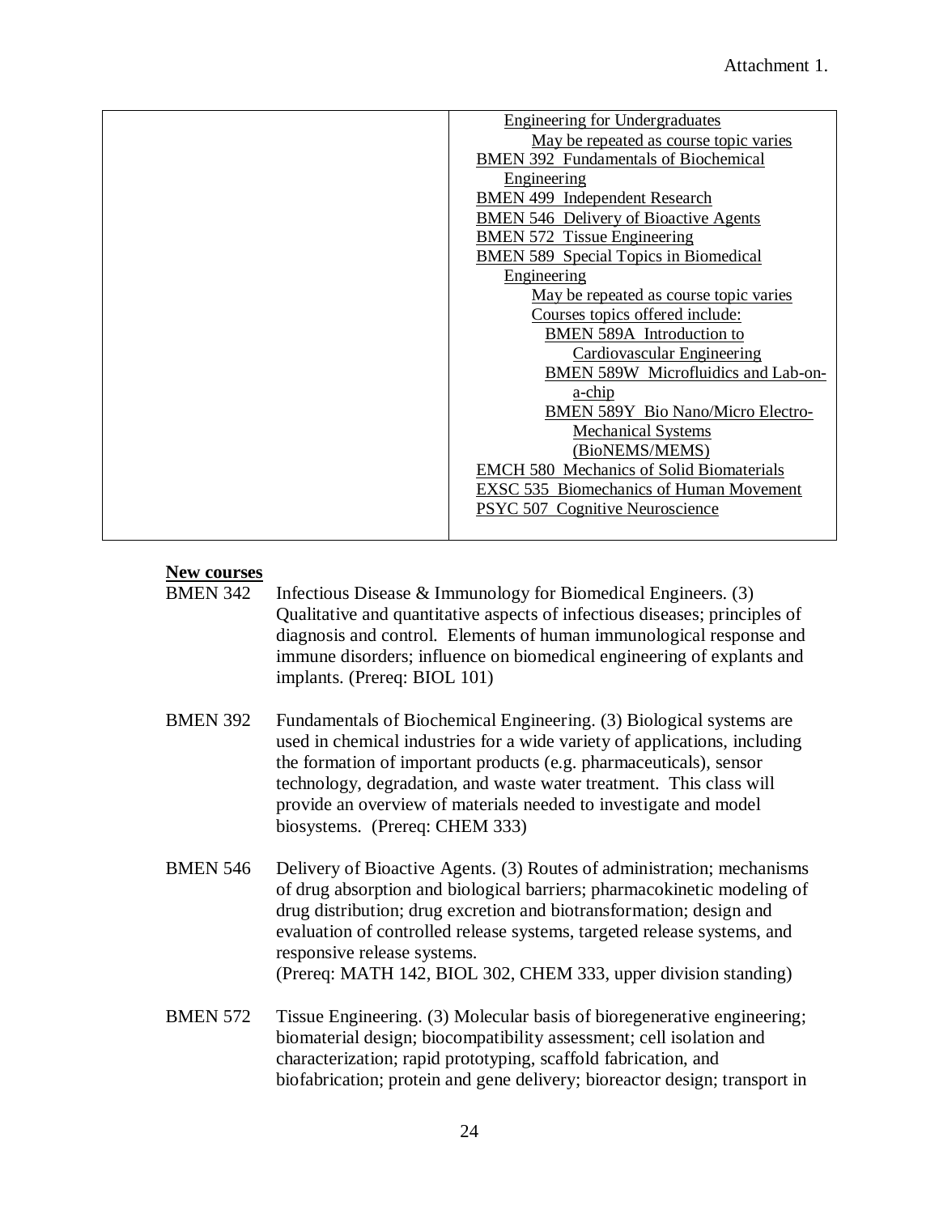Attachment 1.

| | |
|---|---|
| | Engineering for Undergraduates<br>May be repeated as course topic varies<br>BMEN 392 Fundamentals of Biochemical Engineering<br>BMEN 499 Independent Research<br>BMEN 546 Delivery of Bioactive Agents<br>BMEN 572 Tissue Engineering<br>BMEN 589 Special Topics in Biomedical Engineering<br>May be repeated as course topic varies<br>Courses topics offered include:<br>BMEN 589A Introduction to Cardiovascular Engineering<br>BMEN 589W Microfluidics and Lab-on-a-chip<br>BMEN 589Y Bio Nano/Micro Electro-Mechanical Systems (BioNEMS/MEMS)<br>EMCH 580 Mechanics of Solid Biomaterials<br>EXSC 535 Biomechanics of Human Movement<br>PSYC 507 Cognitive Neuroscience |

**New courses**

BMEN 342 Infectious Disease & Immunology for Biomedical Engineers. (3) Qualitative and quantitative aspects of infectious diseases; principles of diagnosis and control. Elements of human immunological response and immune disorders; influence on biomedical engineering of explants and implants. (Prereq: BIOL 101)

BMEN 392 Fundamentals of Biochemical Engineering. (3) Biological systems are used in chemical industries for a wide variety of applications, including the formation of important products (e.g. pharmaceuticals), sensor technology, degradation, and waste water treatment. This class will provide an overview of materials needed to investigate and model biosystems. (Prereq: CHEM 333)

BMEN 546 Delivery of Bioactive Agents. (3) Routes of administration; mechanisms of drug absorption and biological barriers; pharmacokinetic modeling of drug distribution; drug excretion and biotransformation; design and evaluation of controlled release systems, targeted release systems, and responsive release systems.
(Prereq: MATH 142, BIOL 302, CHEM 333, upper division standing)

BMEN 572 Tissue Engineering. (3) Molecular basis of bioregenerative engineering; biomaterial design; biocompatibility assessment; cell isolation and characterization; rapid prototyping, scaffold fabrication, and biofabrication; protein and gene delivery; bioreactor design; transport in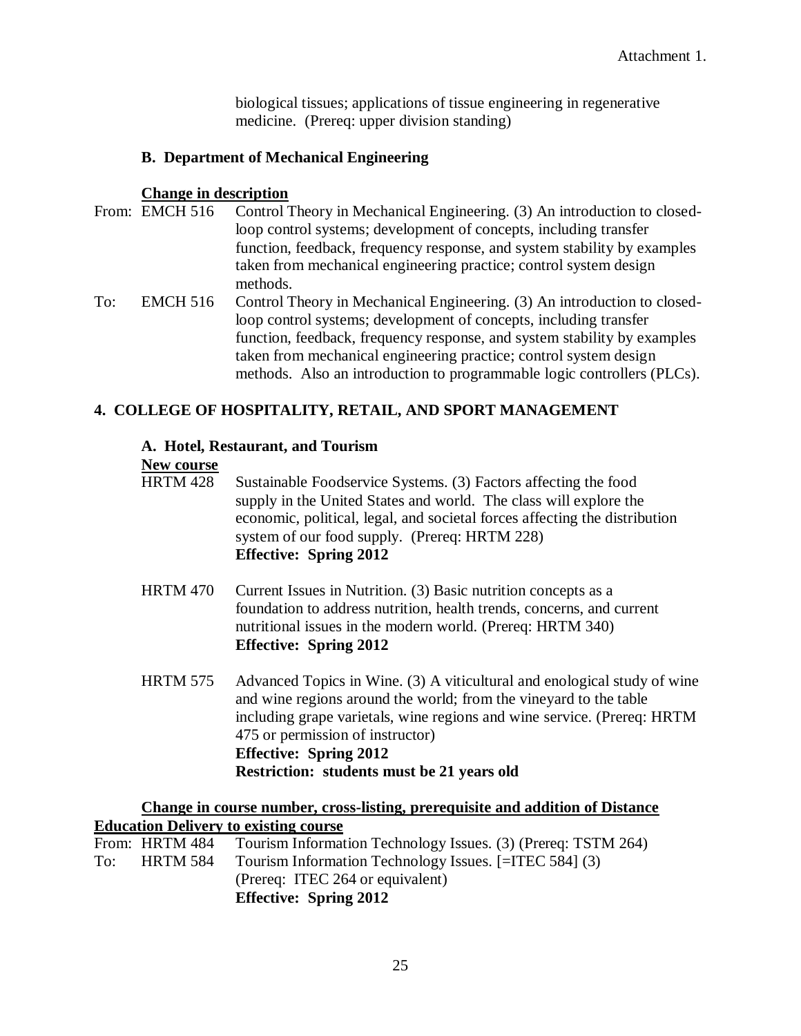biological tissues; applications of tissue engineering in regenerative medicine. (Prereq: upper division standing)

### B. Department of Mechanical Engineering

**Change in description**

From: EMCH 516 Control Theory in Mechanical Engineering. (3) An introduction to closed-loop control systems; development of concepts, including transfer function, feedback, frequency response, and system stability by examples taken from mechanical engineering practice; control system design methods.

To: EMCH 516 Control Theory in Mechanical Engineering. (3) An introduction to closed-loop control systems; development of concepts, including transfer function, feedback, frequency response, and system stability by examples taken from mechanical engineering practice; control system design methods. Also an introduction to programmable logic controllers (PLCs).

## 4. COLLEGE OF HOSPITALITY, RETAIL, AND SPORT MANAGEMENT

### A. Hotel, Restaurant, and Tourism

**New course**

HRTM 428 Sustainable Foodservice Systems. (3) Factors affecting the food supply in the United States and world. The class will explore the economic, political, legal, and societal forces affecting the distribution system of our food supply. (Prereq: HRTM 228)
**Effective: Spring 2012**

HRTM 470 Current Issues in Nutrition. (3) Basic nutrition concepts as a foundation to address nutrition, health trends, concerns, and current nutritional issues in the modern world. (Prereq: HRTM 340)
**Effective: Spring 2012**

HRTM 575 Advanced Topics in Wine. (3) A viticultural and enological study of wine and wine regions around the world; from the vineyard to the table including grape varietals, wine regions and wine service. (Prereq: HRTM 475 or permission of instructor)
**Effective: Spring 2012**
**Restriction: students must be 21 years old**

**Change in course number, cross-listing, prerequisite and addition of Distance Education Delivery to existing course**

From: HRTM 484 Tourism Information Technology Issues. (3) (Prereq: TSTM 264)

To: HRTM 584 Tourism Information Technology Issues. [=ITEC 584] (3) (Prereq: ITEC 264 or equivalent)
**Effective: Spring 2012**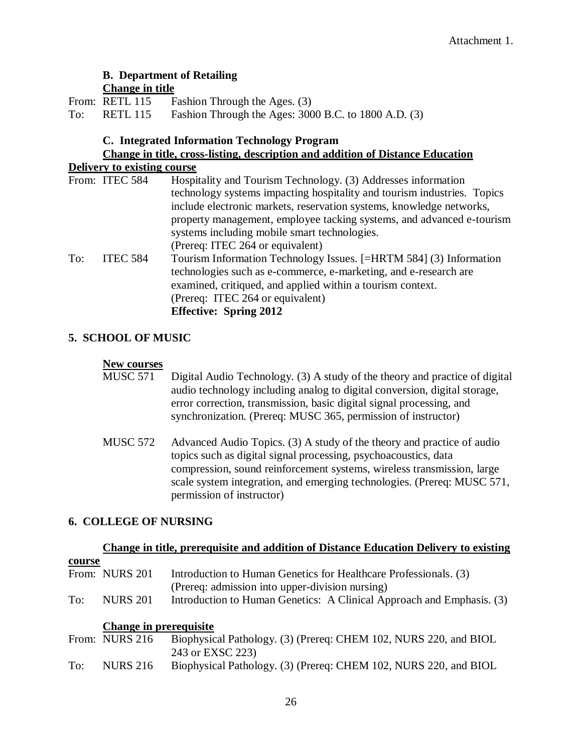Attachment 1.

**B. Department of Retailing**

**Change in title**

From: RETL 115 Fashion Through the Ages. (3)

To: RETL 115 Fashion Through the Ages: 3000 B.C. to 1800 A.D. (3)

**C. Integrated Information Technology Program**

**Change in title, cross-listing, description and addition of Distance Education Delivery to existing course**

From: ITEC 584 Hospitality and Tourism Technology. (3) Addresses information technology systems impacting hospitality and tourism industries. Topics include electronic markets, reservation systems, knowledge networks, property management, employee tacking systems, and advanced e-tourism systems including mobile smart technologies.
(Prereq: ITEC 264 or equivalent)

To: ITEC 584 Tourism Information Technology Issues. [=HRTM 584] (3) Information technologies such as e-commerce, e-marketing, and e-research are examined, critiqued, and applied within a tourism context.
(Prereq: ITEC 264 or equivalent)
**Effective: Spring 2012**

**5. SCHOOL OF MUSIC**

**New courses**

MUSC 571 Digital Audio Technology. (3) A study of the theory and practice of digital audio technology including analog to digital conversion, digital storage, error correction, transmission, basic digital signal processing, and synchronization. (Prereq: MUSC 365, permission of instructor)

MUSC 572 Advanced Audio Topics. (3) A study of the theory and practice of audio topics such as digital signal processing, psychoacoustics, data compression, sound reinforcement systems, wireless transmission, large scale system integration, and emerging technologies. (Prereq: MUSC 571, permission of instructor)

**6. COLLEGE OF NURSING**

**Change in title, prerequisite and addition of Distance Education Delivery to existing course**

From: NURS 201 Introduction to Human Genetics for Healthcare Professionals. (3)
(Prereq: admission into upper-division nursing)

To: NURS 201 Introduction to Human Genetics: A Clinical Approach and Emphasis. (3)

**Change in prerequisite**

From: NURS 216 Biophysical Pathology. (3) (Prereq: CHEM 102, NURS 220, and BIOL 243 or EXSC 223)

To: NURS 216 Biophysical Pathology. (3) (Prereq: CHEM 102, NURS 220, and BIOL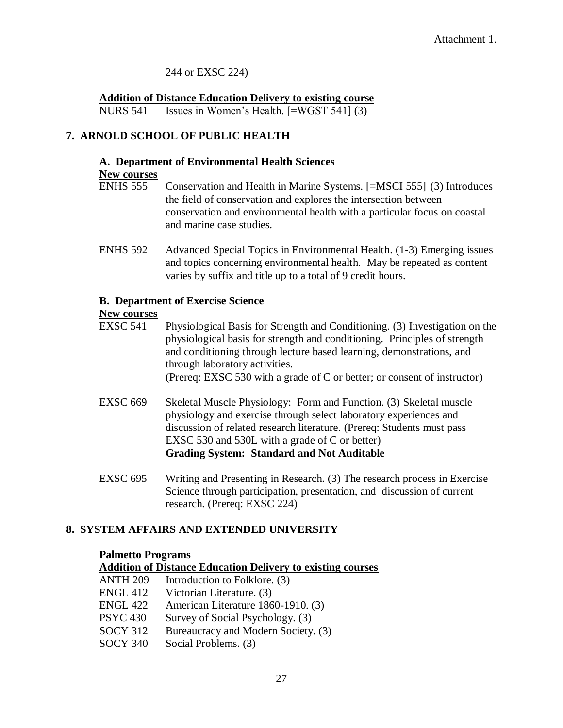244 or EXSC 224)

**Addition of Distance Education Delivery to existing course**

NURS 541 Issues in Women's Health. [=WGST 541] (3)

## 7. ARNOLD SCHOOL OF PUBLIC HEALTH

### A. Department of Environmental Health Sciences

**New courses**

ENHS 555 Conservation and Health in Marine Systems. [=MSCI 555] (3) Introduces the field of conservation and explores the intersection between conservation and environmental health with a particular focus on coastal and marine case studies.

ENHS 592 Advanced Special Topics in Environmental Health. (1-3) Emerging issues and topics concerning environmental health. May be repeated as content varies by suffix and title up to a total of 9 credit hours.

### B. Department of Exercise Science

**New courses**

EXSC 541 Physiological Basis for Strength and Conditioning. (3) Investigation on the physiological basis for strength and conditioning. Principles of strength and conditioning through lecture based learning, demonstrations, and through laboratory activities.
(Prereq: EXSC 530 with a grade of C or better; or consent of instructor)

EXSC 669 Skeletal Muscle Physiology: Form and Function. (3) Skeletal muscle physiology and exercise through select laboratory experiences and discussion of related research literature. (Prereq: Students must pass EXSC 530 and 530L with a grade of C or better)
**Grading System: Standard and Not Auditable**

EXSC 695 Writing and Presenting in Research. (3) The research process in Exercise Science through participation, presentation, and discussion of current research. (Prereq: EXSC 224)

## 8. SYSTEM AFFAIRS AND EXTENDED UNIVERSITY

**Palmetto Programs**

**Addition of Distance Education Delivery to existing courses**

ANTH 209 Introduction to Folklore. (3)
ENGL 412 Victorian Literature. (3)
ENGL 422 American Literature 1860-1910. (3)
PSYC 430 Survey of Social Psychology. (3)
SOCY 312 Bureaucracy and Modern Society. (3)
SOCY 340 Social Problems. (3)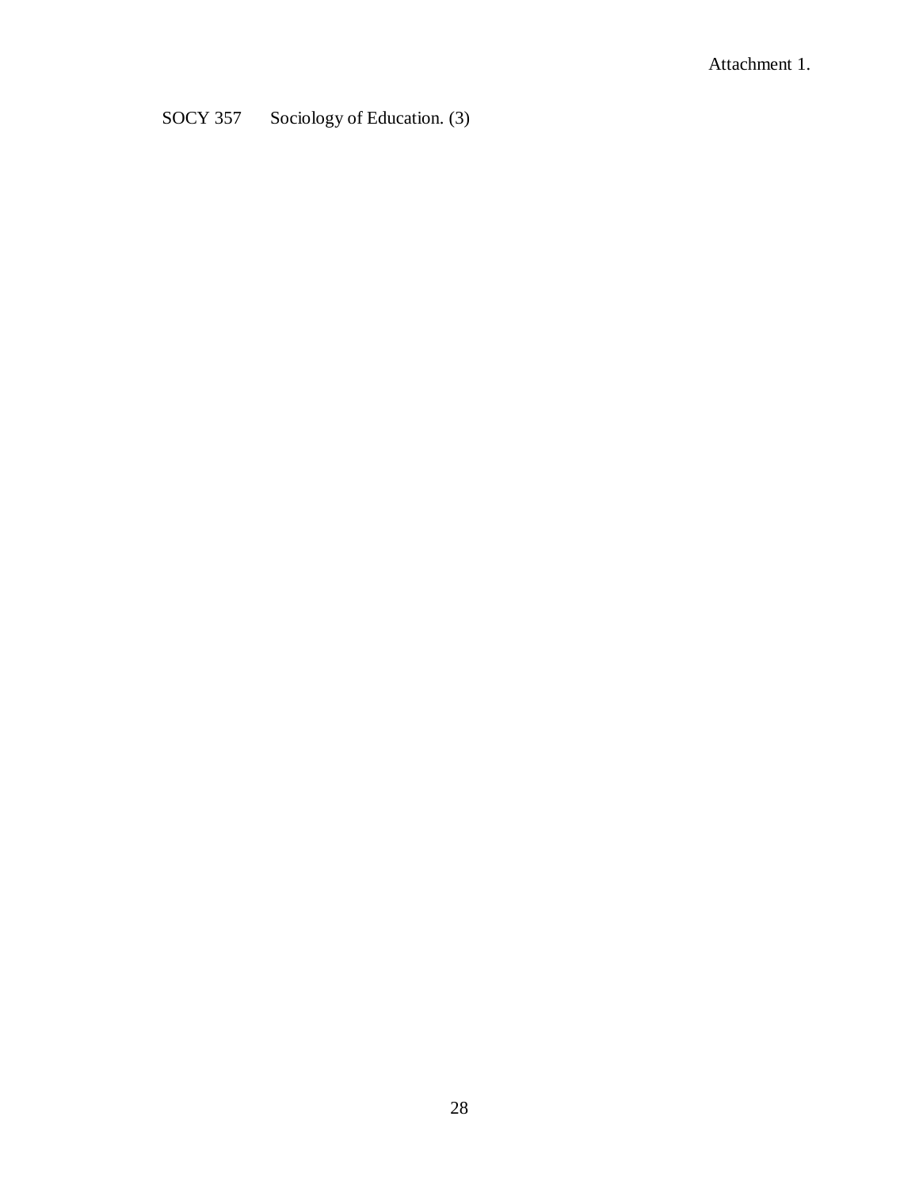Attachment 1.

SOCY 357 Sociology of Education. (3)